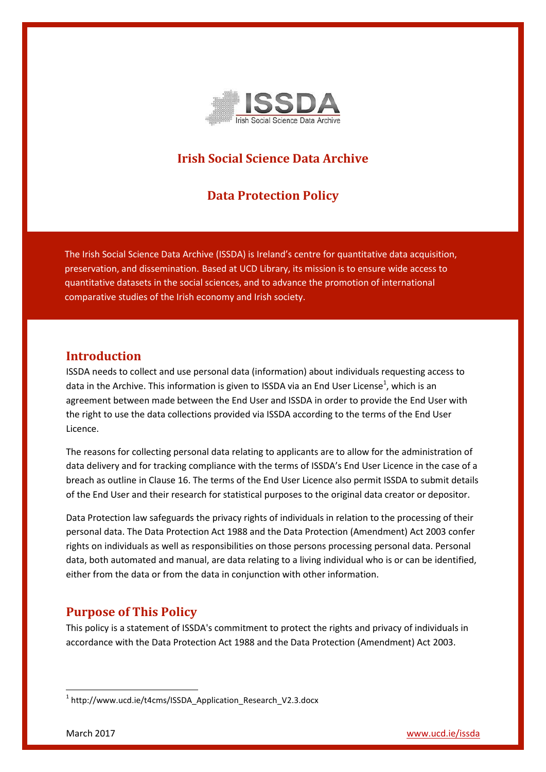# Irish Social Science Data Archive

## Data Protection Policy

The Irish Social Science Data Archive (ISSDA) is Ireland's centre for quantitative data acquisition, preservation, and dissemination. Based at UCD Library, its mission is to ensure wide access to quantitative datasets in the social sciences, and to advance the promotion of international comparative studies of the Irish economy and Irish society.

## Introduction

ISSDA needs to collect and use personal data (information) about individuals requesting access to data in the Archive. This information is given to ISSDA via an End User License[1], which is an agreement between made between the End User and ISSDA in order to provide the End User with the right to use the data collections provided via ISSDA according to the terms of the End User Licence.

The reasons for collecting personal data relating to applicants are to allow for the administration of data delivery and for tracking compliance with the terms of ISSDA's End User Licence in the case of a breach as outline in Clause 16. The terms of the End User Licence also permit ISSDA to submit details of the End User and their research for statistical purposes to the original data creator or depositor.

Data Protection law safeguards the privacy rights of individuals in relation to the processing of their personal data. The Data Protection Act 1988 and the Data Protection (Amendment) Act 2003 confer rights on individuals as well as responsibilities on those persons processing personal data. Personal data, both automated and manual, are data relating to a living individual who is or can be identified, either from the data or from the data in conjunction with other information.

## Purpose of This Policy

This policy is a statement of ISSDA's commitment to protect the rights and privacy of individuals in accordance with the Data Protection Act 1988 and the Data Protection (Amendment) Act 2003.

[1] http://www.ucd.ie/t4cms/ISSDA_Application_Research_V2.3.docx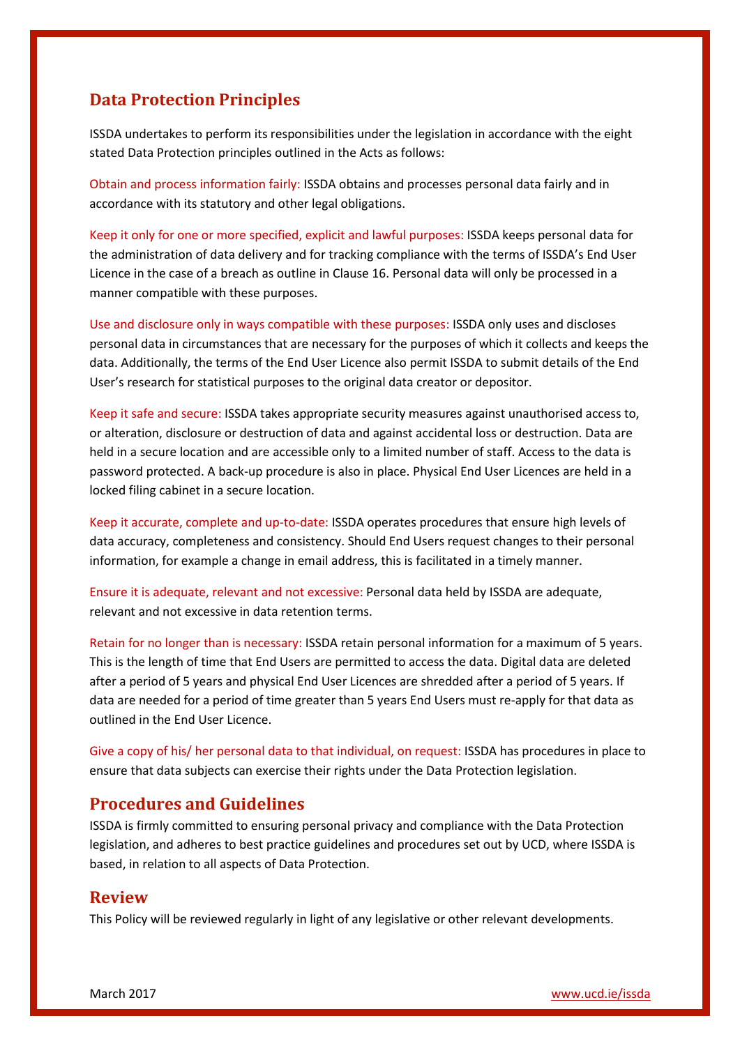## Data Protection Principles

ISSDA undertakes to perform its responsibilities under the legislation in accordance with the eight stated Data Protection principles outlined in the Acts as follows:

Obtain and process information fairly: ISSDA obtains and processes personal data fairly and in accordance with its statutory and other legal obligations.

Keep it only for one or more specified, explicit and lawful purposes: ISSDA keeps personal data for the administration of data delivery and for tracking compliance with the terms of ISSDA's End User Licence in the case of a breach as outline in Clause 16. Personal data will only be processed in a manner compatible with these purposes.

Use and disclosure only in ways compatible with these purposes: ISSDA only uses and discloses personal data in circumstances that are necessary for the purposes of which it collects and keeps the data. Additionally, the terms of the End User Licence also permit ISSDA to submit details of the End User's research for statistical purposes to the original data creator or depositor.

Keep it safe and secure: ISSDA takes appropriate security measures against unauthorised access to, or alteration, disclosure or destruction of data and against accidental loss or destruction. Data are held in a secure location and are accessible only to a limited number of staff. Access to the data is password protected. A back-up procedure is also in place. Physical End User Licences are held in a locked filing cabinet in a secure location.

Keep it accurate, complete and up-to-date: ISSDA operates procedures that ensure high levels of data accuracy, completeness and consistency. Should End Users request changes to their personal information, for example a change in email address, this is facilitated in a timely manner.

Ensure it is adequate, relevant and not excessive: Personal data held by ISSDA are adequate, relevant and not excessive in data retention terms.

Retain for no longer than is necessary: ISSDA retain personal information for a maximum of 5 years. This is the length of time that End Users are permitted to access the data. Digital data are deleted after a period of 5 years and physical End User Licences are shredded after a period of 5 years. If data are needed for a period of time greater than 5 years End Users must re-apply for that data as outlined in the End User Licence.

Give a copy of his/ her personal data to that individual, on request: ISSDA has procedures in place to ensure that data subjects can exercise their rights under the Data Protection legislation.

## Procedures and Guidelines

ISSDA is firmly committed to ensuring personal privacy and compliance with the Data Protection legislation, and adheres to best practice guidelines and procedures set out by UCD, where ISSDA is based, in relation to all aspects of Data Protection.

## Review

This Policy will be reviewed regularly in light of any legislative or other relevant developments.

March 2017 www.ucd.ie/issda